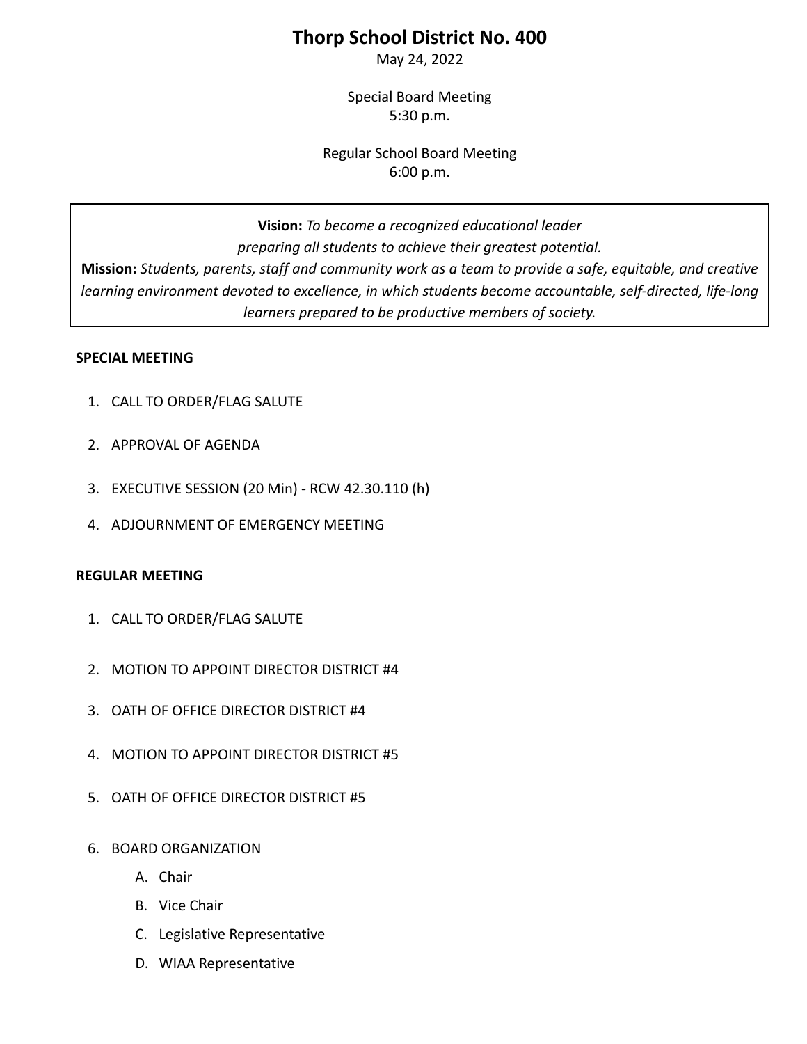# Thorp School District No. 400

May 24, 2022

Special Board Meeting
5:30 p.m.

Regular School Board Meeting
6:00 p.m.

**Vision:** *To become a recognized educational leader preparing all students to achieve their greatest potential.*
**Mission:** *Students, parents, staff and community work as a team to provide a safe, equitable, and creative learning environment devoted to excellence, in which students become accountable, self-directed, life-long learners prepared to be productive members of society.*

**SPECIAL MEETING**

1. CALL TO ORDER/FLAG SALUTE
2. APPROVAL OF AGENDA
3. EXECUTIVE SESSION (20 Min) - RCW 42.30.110 (h)
4. ADJOURNMENT OF EMERGENCY MEETING

**REGULAR MEETING**

1. CALL TO ORDER/FLAG SALUTE
2. MOTION TO APPOINT DIRECTOR DISTRICT #4
3. OATH OF OFFICE DIRECTOR DISTRICT #4
4. MOTION TO APPOINT DIRECTOR DISTRICT #5
5. OATH OF OFFICE DIRECTOR DISTRICT #5
6. BOARD ORGANIZATION
   A. Chair
   B. Vice Chair
   C. Legislative Representative
   D. WIAA Representative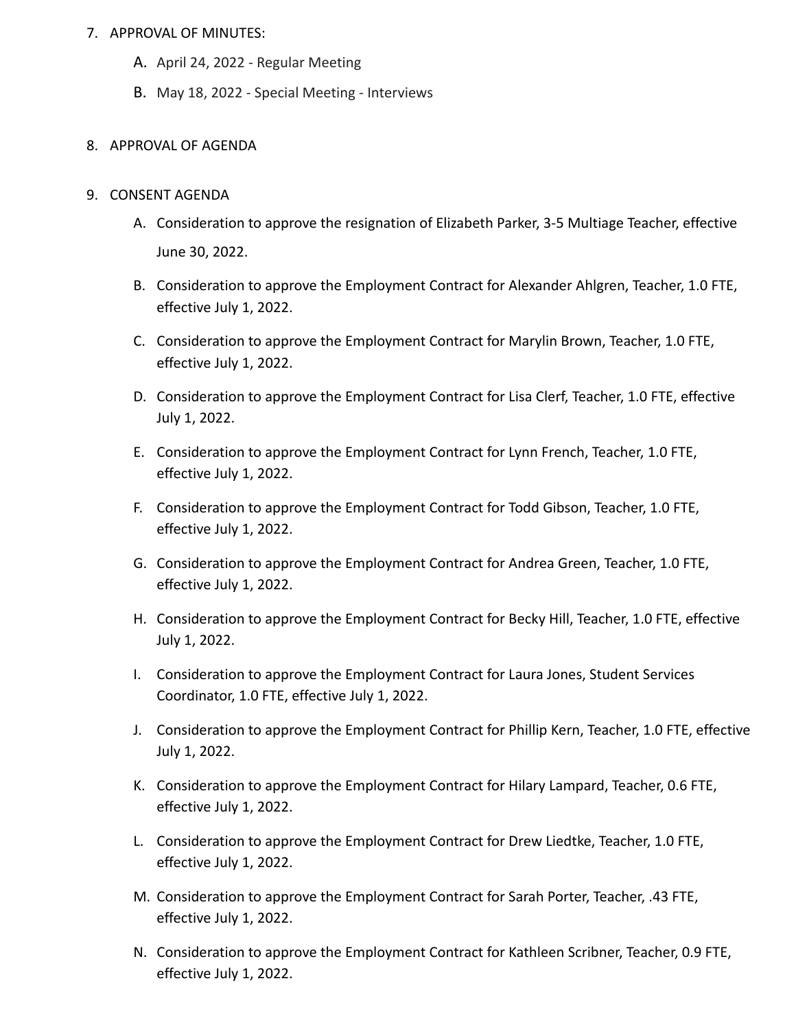7. APPROVAL OF MINUTES:
   A. April 24, 2022 - Regular Meeting
   B. May 18, 2022 - Special Meeting - Interviews

8. APPROVAL OF AGENDA

9. CONSENT AGENDA
   A. Consideration to approve the resignation of Elizabeth Parker, 3-5 Multiage Teacher, effective June 30, 2022.
   B. Consideration to approve the Employment Contract for Alexander Ahlgren, Teacher, 1.0 FTE, effective July 1, 2022.
   C. Consideration to approve the Employment Contract for Marylin Brown, Teacher, 1.0 FTE, effective July 1, 2022.
   D. Consideration to approve the Employment Contract for Lisa Clerf, Teacher, 1.0 FTE, effective July 1, 2022.
   E. Consideration to approve the Employment Contract for Lynn French, Teacher, 1.0 FTE, effective July 1, 2022.
   F. Consideration to approve the Employment Contract for Todd Gibson, Teacher, 1.0 FTE, effective July 1, 2022.
   G. Consideration to approve the Employment Contract for Andrea Green, Teacher, 1.0 FTE, effective July 1, 2022.
   H. Consideration to approve the Employment Contract for Becky Hill, Teacher, 1.0 FTE, effective July 1, 2022.
   I. Consideration to approve the Employment Contract for Laura Jones, Student Services Coordinator, 1.0 FTE, effective July 1, 2022.
   J. Consideration to approve the Employment Contract for Phillip Kern, Teacher, 1.0 FTE, effective July 1, 2022.
   K. Consideration to approve the Employment Contract for Hilary Lampard, Teacher, 0.6 FTE, effective July 1, 2022.
   L. Consideration to approve the Employment Contract for Drew Liedtke, Teacher, 1.0 FTE, effective July 1, 2022.
   M. Consideration to approve the Employment Contract for Sarah Porter, Teacher, .43 FTE, effective July 1, 2022.
   N. Consideration to approve the Employment Contract for Kathleen Scribner, Teacher, 0.9 FTE, effective July 1, 2022.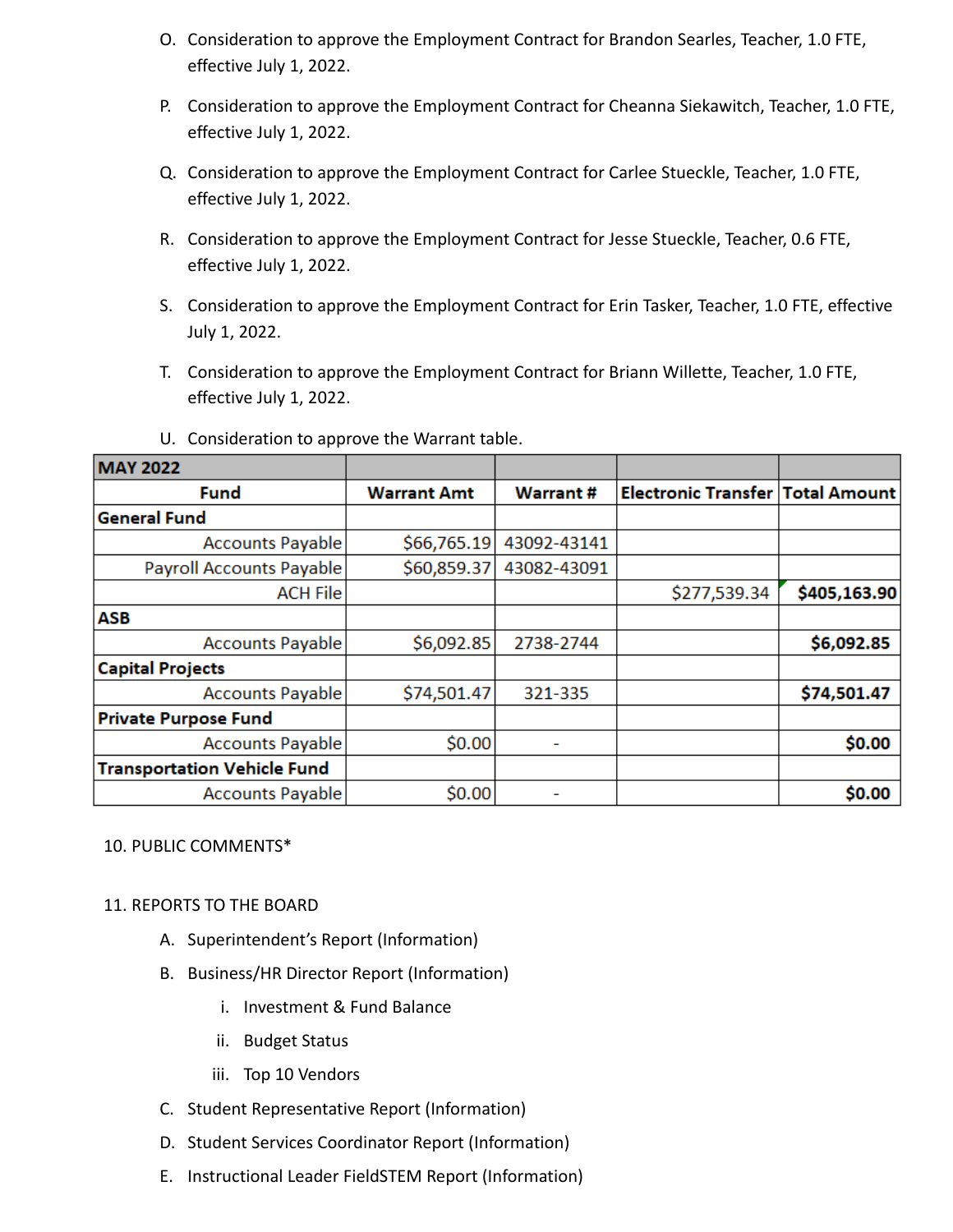O. Consideration to approve the Employment Contract for Brandon Searles, Teacher, 1.0 FTE, effective July 1, 2022.

P. Consideration to approve the Employment Contract for Cheanna Siekawitch, Teacher, 1.0 FTE, effective July 1, 2022.

Q. Consideration to approve the Employment Contract for Carlee Stueckle, Teacher, 1.0 FTE, effective July 1, 2022.

R. Consideration to approve the Employment Contract for Jesse Stueckle, Teacher, 0.6 FTE, effective July 1, 2022.

S. Consideration to approve the Employment Contract for Erin Tasker, Teacher, 1.0 FTE, effective July 1, 2022.

T. Consideration to approve the Employment Contract for Briann Willette, Teacher, 1.0 FTE, effective July 1, 2022.

U. Consideration to approve the Warrant table.

| MAY 2022 | | | | |
|---|---|---|---|---|
| **Fund** | **Warrant Amt** | **Warrant #** | **Electronic Transfer** | **Total Amount** |
| **General Fund** | | | | |
| Accounts Payable | $66,765.19 | 43092-43141 | | |
| Payroll Accounts Payable | $60,859.37 | 43082-43091 | | |
| ACH File | | | $277,539.34 | **$405,163.90** |
| **ASB** | | | | |
| Accounts Payable | $6,092.85 | 2738-2744 | | **$6,092.85** |
| **Capital Projects** | | | | |
| Accounts Payable | $74,501.47 | 321-335 | | **$74,501.47** |
| **Private Purpose Fund** | | | | |
| Accounts Payable | $0.00 | - | | **$0.00** |
| **Transportation Vehicle Fund** | | | | |
| Accounts Payable | $0.00 | - | | **$0.00** |

10. PUBLIC COMMENTS*

11. REPORTS TO THE BOARD

A. Superintendent's Report (Information)

B. Business/HR Director Report (Information)

  i. Investment & Fund Balance

  ii. Budget Status

  iii. Top 10 Vendors

C. Student Representative Report (Information)

D. Student Services Coordinator Report (Information)

E. Instructional Leader FieldSTEM Report (Information)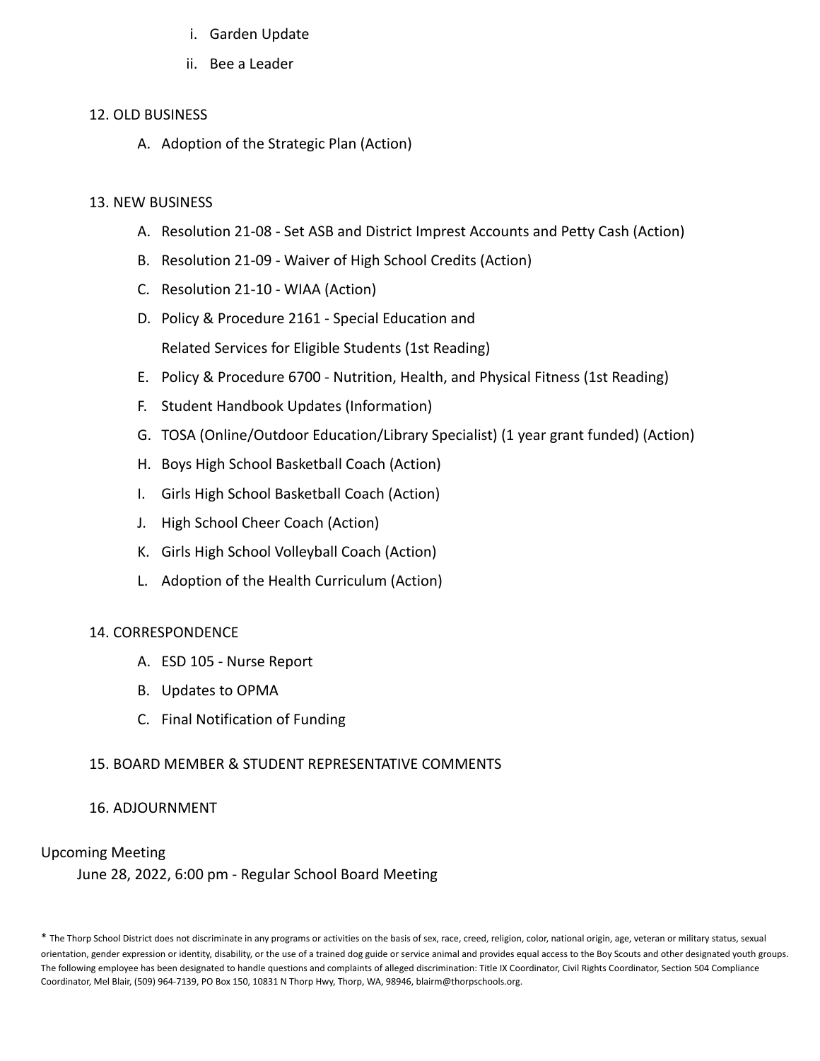i. Garden Update

ii. Bee a Leader

12. OLD BUSINESS

   A. Adoption of the Strategic Plan (Action)

13. NEW BUSINESS

   A. Resolution 21-08 - Set ASB and District Imprest Accounts and Petty Cash (Action)
   B. Resolution 21-09 - Waiver of High School Credits (Action)
   C. Resolution 21-10 - WIAA (Action)
   D. Policy & Procedure 2161 - Special Education and Related Services for Eligible Students (1st Reading)
   E. Policy & Procedure 6700 - Nutrition, Health, and Physical Fitness (1st Reading)
   F. Student Handbook Updates (Information)
   G. TOSA (Online/Outdoor Education/Library Specialist) (1 year grant funded) (Action)
   H. Boys High School Basketball Coach (Action)
   I. Girls High School Basketball Coach (Action)
   J. High School Cheer Coach (Action)
   K. Girls High School Volleyball Coach (Action)
   L. Adoption of the Health Curriculum (Action)

14. CORRESPONDENCE

   A. ESD 105 - Nurse Report
   B. Updates to OPMA
   C. Final Notification of Funding

15. BOARD MEMBER & STUDENT REPRESENTATIVE COMMENTS

16. ADJOURNMENT

Upcoming Meeting

June 28, 2022, 6:00 pm - Regular School Board Meeting

* The Thorp School District does not discriminate in any programs or activities on the basis of sex, race, creed, religion, color, national origin, age, veteran or military status, sexual orientation, gender expression or identity, disability, or the use of a trained dog guide or service animal and provides equal access to the Boy Scouts and other designated youth groups. The following employee has been designated to handle questions and complaints of alleged discrimination: Title IX Coordinator, Civil Rights Coordinator, Section 504 Compliance Coordinator, Mel Blair, (509) 964-7139, PO Box 150, 10831 N Thorp Hwy, Thorp, WA, 98946, blairm@thorpschools.org.